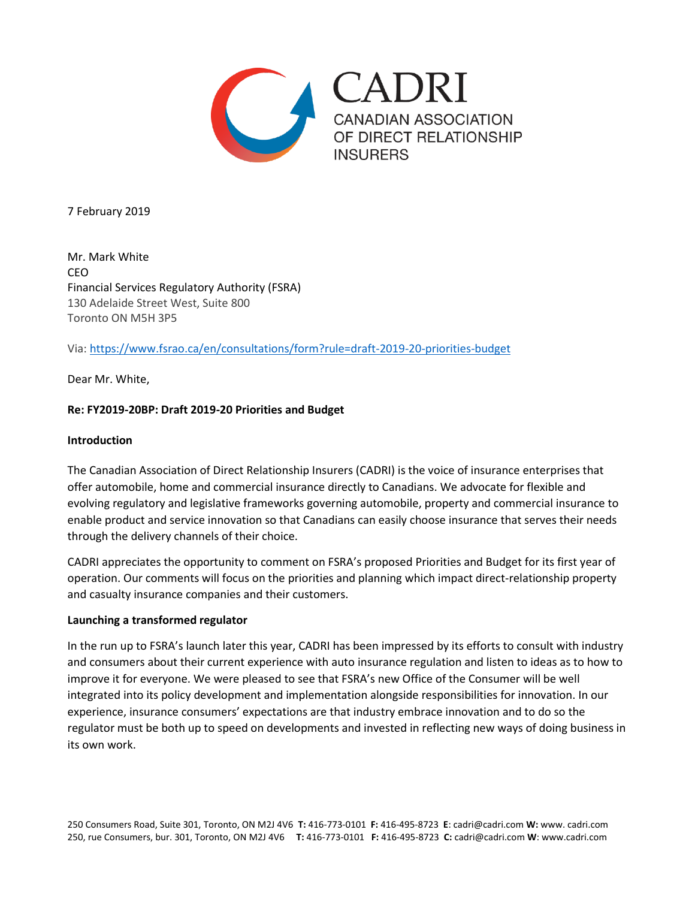CADRI
CANADIAN ASSOCIATION OF DIRECT RELATIONSHIP INSURERS

7 February 2019

Mr. Mark White
CEO
Financial Services Regulatory Authority (FSRA)
130 Adelaide Street West, Suite 800
Toronto ON M5H 3P5

Via: https://www.fsrao.ca/en/consultations/form?rule=draft-2019-20-priorities-budget

Dear Mr. White,

**Re: FY2019-20BP: Draft 2019-20 Priorities and Budget**

**Introduction**

The Canadian Association of Direct Relationship Insurers (CADRI) is the voice of insurance enterprises that offer automobile, home and commercial insurance directly to Canadians. We advocate for flexible and evolving regulatory and legislative frameworks governing automobile, property and commercial insurance to enable product and service innovation so that Canadians can easily choose insurance that serves their needs through the delivery channels of their choice.

CADRI appreciates the opportunity to comment on FSRA's proposed Priorities and Budget for its first year of operation. Our comments will focus on the priorities and planning which impact direct-relationship property and casualty insurance companies and their customers.

**Launching a transformed regulator**

In the run up to FSRA's launch later this year, CADRI has been impressed by its efforts to consult with industry and consumers about their current experience with auto insurance regulation and listen to ideas as to how to improve it for everyone. We were pleased to see that FSRA's new Office of the Consumer will be well integrated into its policy development and implementation alongside responsibilities for innovation. In our experience, insurance consumers' expectations are that industry embrace innovation and to do so the regulator must be both up to speed on developments and invested in reflecting new ways of doing business in its own work.

250 Consumers Road, Suite 301, Toronto, ON M2J 4V6 **T:** 416-773-0101 **F:** 416-495-8723 **E**: cadri@cadri.com **W:** www. cadri.com
250, rue Consumers, bur. 301, Toronto, ON M2J 4V6 **T:** 416-773-0101 **F:** 416-495-8723 **C:** cadri@cadri.com **W**: www.cadri.com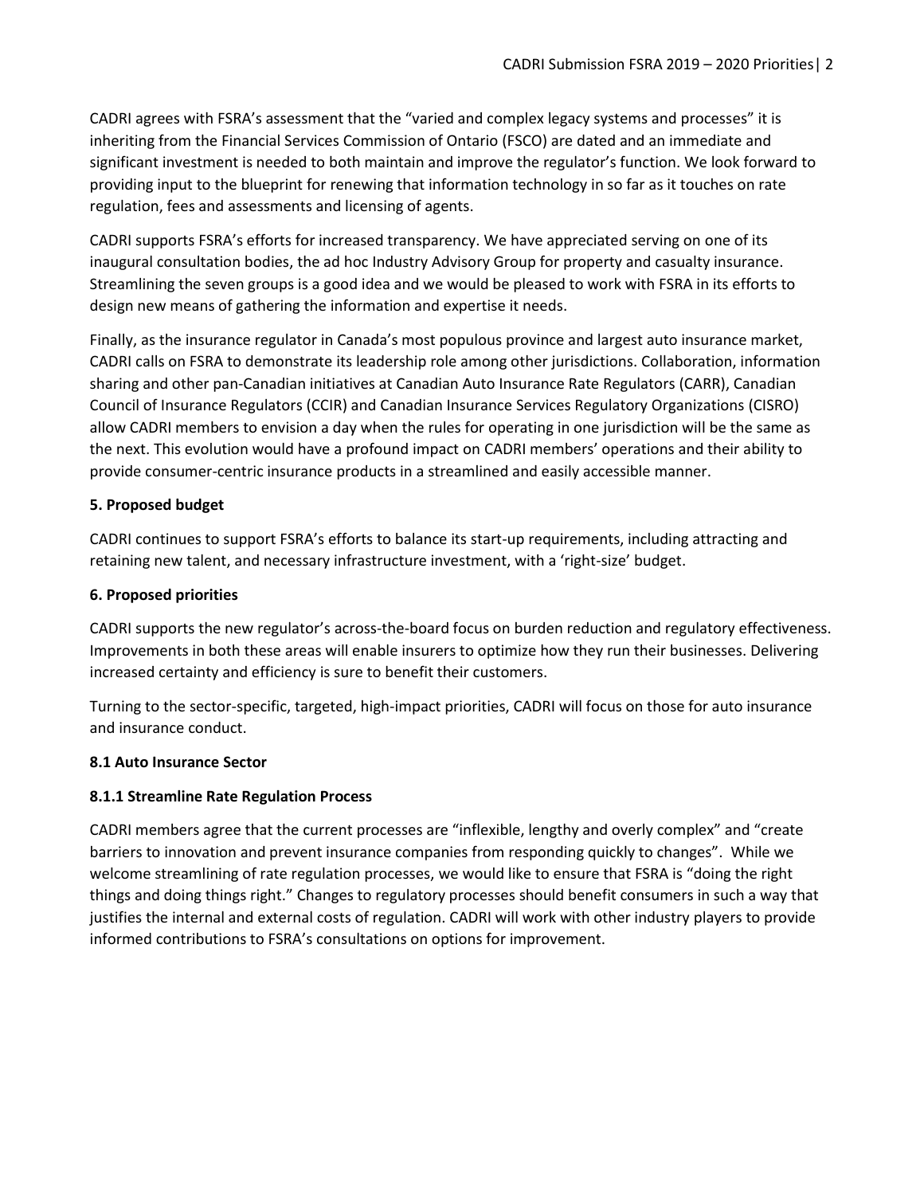CADRI agrees with FSRA's assessment that the "varied and complex legacy systems and processes" it is inheriting from the Financial Services Commission of Ontario (FSCO) are dated and an immediate and significant investment is needed to both maintain and improve the regulator's function. We look forward to providing input to the blueprint for renewing that information technology in so far as it touches on rate regulation, fees and assessments and licensing of agents.

CADRI supports FSRA's efforts for increased transparency. We have appreciated serving on one of its inaugural consultation bodies, the ad hoc Industry Advisory Group for property and casualty insurance. Streamlining the seven groups is a good idea and we would be pleased to work with FSRA in its efforts to design new means of gathering the information and expertise it needs.

Finally, as the insurance regulator in Canada's most populous province and largest auto insurance market, CADRI calls on FSRA to demonstrate its leadership role among other jurisdictions. Collaboration, information sharing and other pan-Canadian initiatives at Canadian Auto Insurance Rate Regulators (CARR), Canadian Council of Insurance Regulators (CCIR) and Canadian Insurance Services Regulatory Organizations (CISRO) allow CADRI members to envision a day when the rules for operating in one jurisdiction will be the same as the next. This evolution would have a profound impact on CADRI members' operations and their ability to provide consumer-centric insurance products in a streamlined and easily accessible manner.

### 5. Proposed budget

CADRI continues to support FSRA's efforts to balance its start-up requirements, including attracting and retaining new talent, and necessary infrastructure investment, with a 'right-size' budget.

### 6. Proposed priorities

CADRI supports the new regulator's across-the-board focus on burden reduction and regulatory effectiveness. Improvements in both these areas will enable insurers to optimize how they run their businesses. Delivering increased certainty and efficiency is sure to benefit their customers.

Turning to the sector-specific, targeted, high-impact priorities, CADRI will focus on those for auto insurance and insurance conduct.

### 8.1 Auto Insurance Sector

#### 8.1.1 Streamline Rate Regulation Process

CADRI members agree that the current processes are "inflexible, lengthy and overly complex" and "create barriers to innovation and prevent insurance companies from responding quickly to changes". While we welcome streamlining of rate regulation processes, we would like to ensure that FSRA is "doing the right things and doing things right." Changes to regulatory processes should benefit consumers in such a way that justifies the internal and external costs of regulation. CADRI will work with other industry players to provide informed contributions to FSRA's consultations on options for improvement.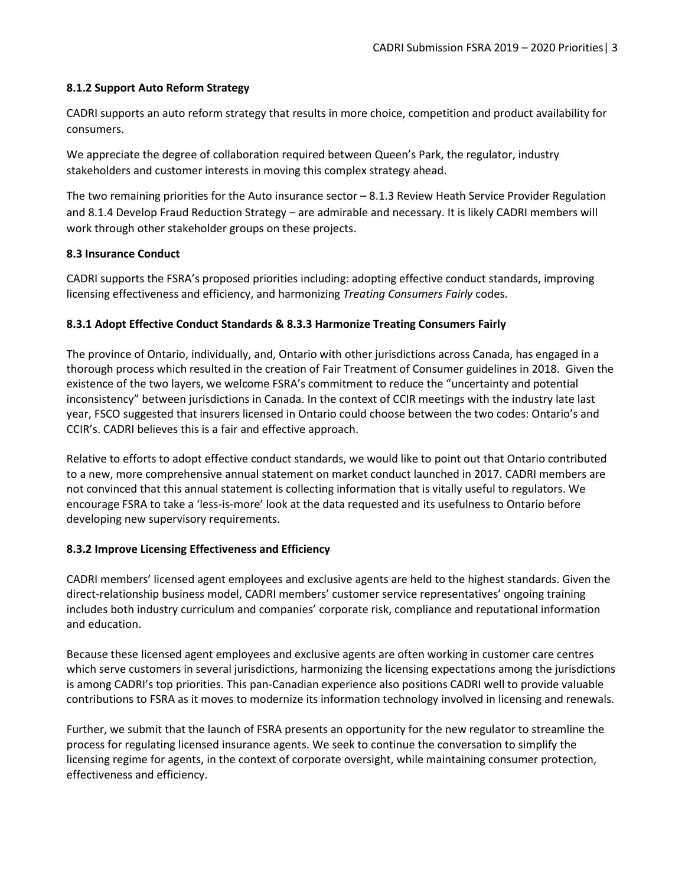### 8.1.2 Support Auto Reform Strategy

CADRI supports an auto reform strategy that results in more choice, competition and product availability for consumers.

We appreciate the degree of collaboration required between Queen's Park, the regulator, industry stakeholders and customer interests in moving this complex strategy ahead.

The two remaining priorities for the Auto insurance sector – 8.1.3 Review Heath Service Provider Regulation and 8.1.4 Develop Fraud Reduction Strategy – are admirable and necessary. It is likely CADRI members will work through other stakeholder groups on these projects.

### 8.3 Insurance Conduct

CADRI supports the FSRA's proposed priorities including: adopting effective conduct standards, improving licensing effectiveness and efficiency, and harmonizing *Treating Consumers Fairly* codes.

### 8.3.1 Adopt Effective Conduct Standards & 8.3.3 Harmonize Treating Consumers Fairly

The province of Ontario, individually, and, Ontario with other jurisdictions across Canada, has engaged in a thorough process which resulted in the creation of Fair Treatment of Consumer guidelines in 2018. Given the existence of the two layers, we welcome FSRA's commitment to reduce the "uncertainty and potential inconsistency" between jurisdictions in Canada. In the context of CCIR meetings with the industry late last year, FSCO suggested that insurers licensed in Ontario could choose between the two codes: Ontario's and CCIR's. CADRI believes this is a fair and effective approach.

Relative to efforts to adopt effective conduct standards, we would like to point out that Ontario contributed to a new, more comprehensive annual statement on market conduct launched in 2017. CADRI members are not convinced that this annual statement is collecting information that is vitally useful to regulators. We encourage FSRA to take a 'less-is-more' look at the data requested and its usefulness to Ontario before developing new supervisory requirements.

### 8.3.2 Improve Licensing Effectiveness and Efficiency

CADRI members' licensed agent employees and exclusive agents are held to the highest standards. Given the direct-relationship business model, CADRI members' customer service representatives' ongoing training includes both industry curriculum and companies' corporate risk, compliance and reputational information and education.

Because these licensed agent employees and exclusive agents are often working in customer care centres which serve customers in several jurisdictions, harmonizing the licensing expectations among the jurisdictions is among CADRI's top priorities. This pan-Canadian experience also positions CADRI well to provide valuable contributions to FSRA as it moves to modernize its information technology involved in licensing and renewals.

Further, we submit that the launch of FSRA presents an opportunity for the new regulator to streamline the process for regulating licensed insurance agents. We seek to continue the conversation to simplify the licensing regime for agents, in the context of corporate oversight, while maintaining consumer protection, effectiveness and efficiency.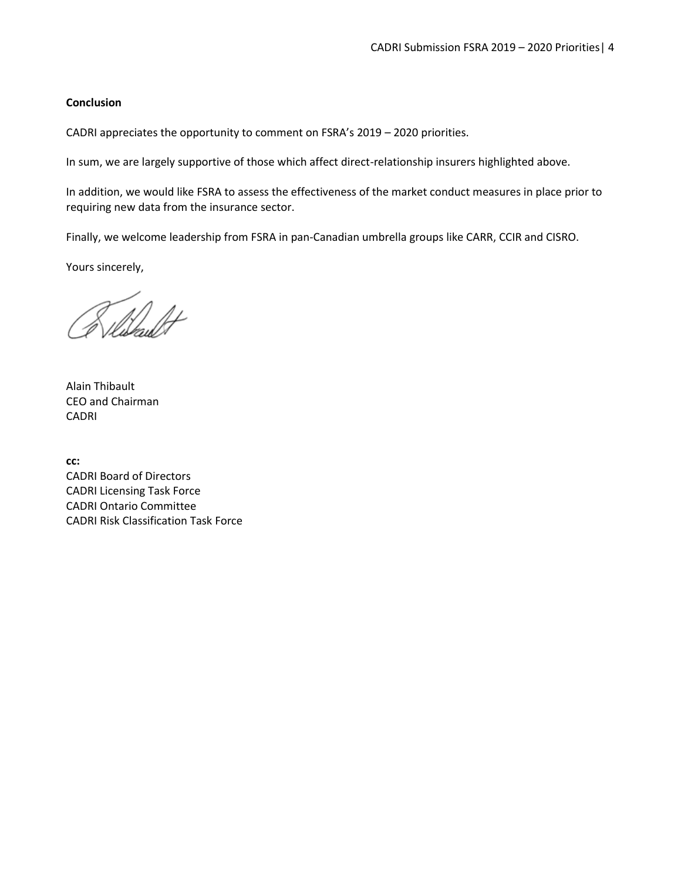**Conclusion**

CADRI appreciates the opportunity to comment on FSRA's 2019 – 2020 priorities.

In sum, we are largely supportive of those which affect direct-relationship insurers highlighted above.

In addition, we would like FSRA to assess the effectiveness of the market conduct measures in place prior to requiring new data from the insurance sector.

Finally, we welcome leadership from FSRA in pan-Canadian umbrella groups like CARR, CCIR and CISRO.

Yours sincerely,

Alain Thibault
CEO and Chairman
CADRI

**cc:**
CADRI Board of Directors
CADRI Licensing Task Force
CADRI Ontario Committee
CADRI Risk Classification Task Force